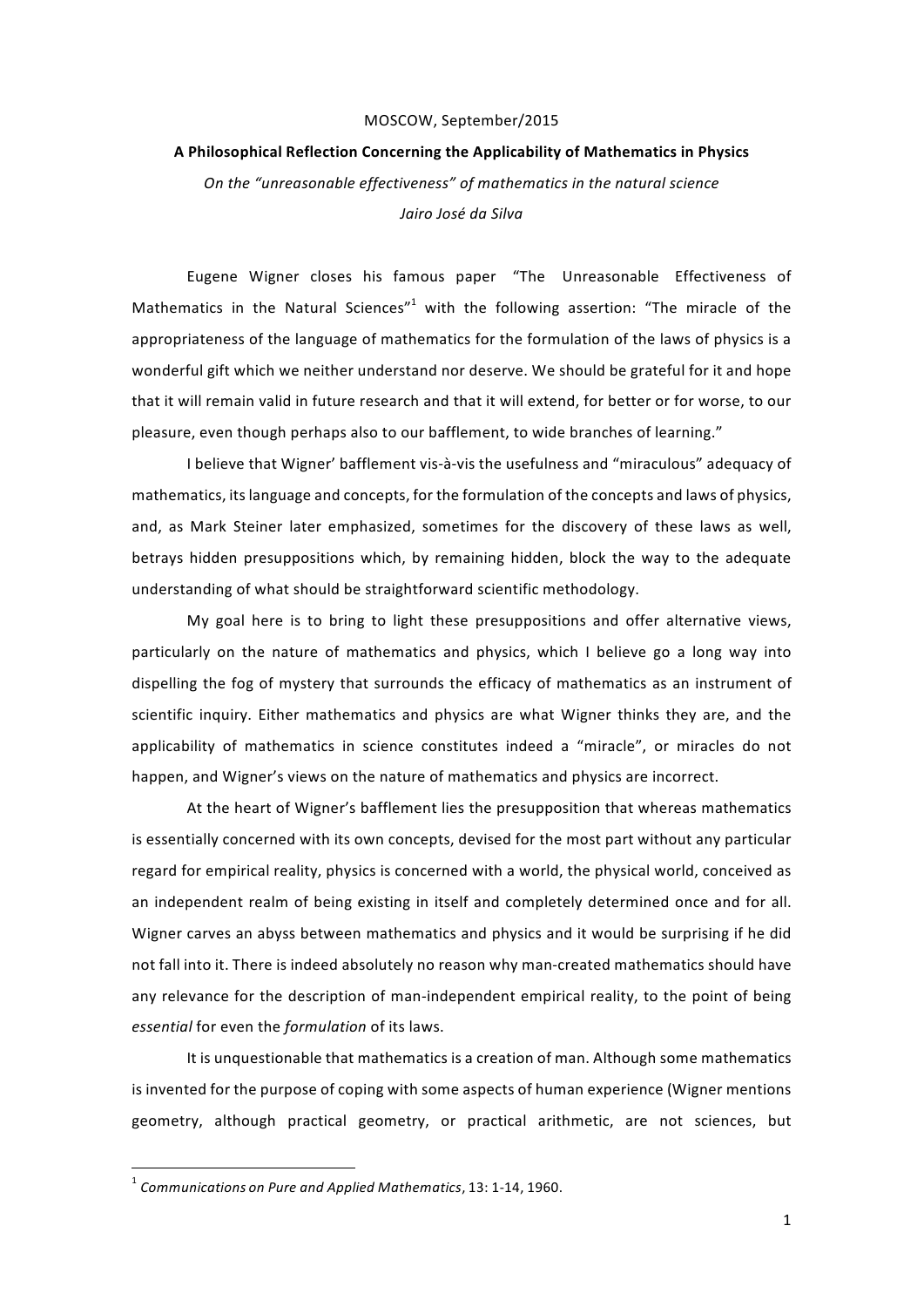MOSCOW, September/2015

# A Philosophical Reflection Concerning the Applicability of Mathematics in Physics

*On the "unreasonable effectiveness" of mathematics in the natural science*

*Jairo José da Silva*

Eugene Wigner closes his famous paper "The Unreasonable Effectiveness of Mathematics in the Natural Sciences"[1] with the following assertion: "The miracle of the appropriateness of the language of mathematics for the formulation of the laws of physics is a wonderful gift which we neither understand nor deserve. We should be grateful for it and hope that it will remain valid in future research and that it will extend, for better or for worse, to our pleasure, even though perhaps also to our bafflement, to wide branches of learning."

I believe that Wigner' bafflement vis-à-vis the usefulness and "miraculous" adequacy of mathematics, its language and concepts, for the formulation of the concepts and laws of physics, and, as Mark Steiner later emphasized, sometimes for the discovery of these laws as well, betrays hidden presuppositions which, by remaining hidden, block the way to the adequate understanding of what should be straightforward scientific methodology.

My goal here is to bring to light these presuppositions and offer alternative views, particularly on the nature of mathematics and physics, which I believe go a long way into dispelling the fog of mystery that surrounds the efficacy of mathematics as an instrument of scientific inquiry. Either mathematics and physics are what Wigner thinks they are, and the applicability of mathematics in science constitutes indeed a "miracle", or miracles do not happen, and Wigner's views on the nature of mathematics and physics are incorrect.

At the heart of Wigner's bafflement lies the presupposition that whereas mathematics is essentially concerned with its own concepts, devised for the most part without any particular regard for empirical reality, physics is concerned with a world, the physical world, conceived as an independent realm of being existing in itself and completely determined once and for all. Wigner carves an abyss between mathematics and physics and it would be surprising if he did not fall into it. There is indeed absolutely no reason why man-created mathematics should have any relevance for the description of man-independent empirical reality, to the point of being *essential* for even the *formulation* of its laws.

It is unquestionable that mathematics is a creation of man. Although some mathematics is invented for the purpose of coping with some aspects of human experience (Wigner mentions geometry, although practical geometry, or practical arithmetic, are not sciences, but

---

[1] *Communications on Pure and Applied Mathematics*, 13: 1-14, 1960.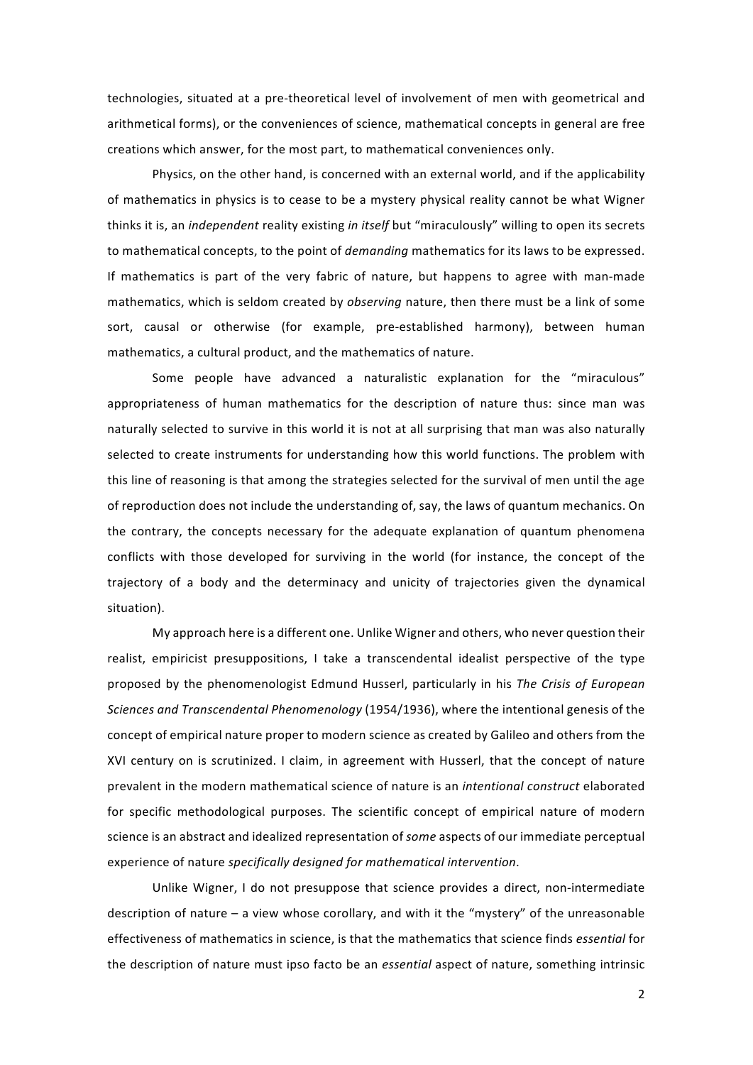technologies, situated at a pre-theoretical level of involvement of men with geometrical and arithmetical forms), or the conveniences of science, mathematical concepts in general are free creations which answer, for the most part, to mathematical conveniences only.

Physics, on the other hand, is concerned with an external world, and if the applicability of mathematics in physics is to cease to be a mystery physical reality cannot be what Wigner thinks it is, an *independent* reality existing *in itself* but "miraculously" willing to open its secrets to mathematical concepts, to the point of *demanding* mathematics for its laws to be expressed. If mathematics is part of the very fabric of nature, but happens to agree with man-made mathematics, which is seldom created by *observing* nature, then there must be a link of some sort, causal or otherwise (for example, pre-established harmony), between human mathematics, a cultural product, and the mathematics of nature.

Some people have advanced a naturalistic explanation for the "miraculous" appropriateness of human mathematics for the description of nature thus: since man was naturally selected to survive in this world it is not at all surprising that man was also naturally selected to create instruments for understanding how this world functions. The problem with this line of reasoning is that among the strategies selected for the survival of men until the age of reproduction does not include the understanding of, say, the laws of quantum mechanics. On the contrary, the concepts necessary for the adequate explanation of quantum phenomena conflicts with those developed for surviving in the world (for instance, the concept of the trajectory of a body and the determinacy and unicity of trajectories given the dynamical situation).

My approach here is a different one. Unlike Wigner and others, who never question their realist, empiricist presuppositions, I take a transcendental idealist perspective of the type proposed by the phenomenologist Edmund Husserl, particularly in his *The Crisis of European Sciences and Transcendental Phenomenology* (1954/1936), where the intentional genesis of the concept of empirical nature proper to modern science as created by Galileo and others from the XVI century on is scrutinized. I claim, in agreement with Husserl, that the concept of nature prevalent in the modern mathematical science of nature is an *intentional construct* elaborated for specific methodological purposes. The scientific concept of empirical nature of modern science is an abstract and idealized representation of *some* aspects of our immediate perceptual experience of nature *specifically designed for mathematical intervention*.

Unlike Wigner, I do not presuppose that science provides a direct, non-intermediate description of nature – a view whose corollary, and with it the "mystery" of the unreasonable effectiveness of mathematics in science, is that the mathematics that science finds *essential* for the description of nature must ipso facto be an *essential* aspect of nature, something intrinsic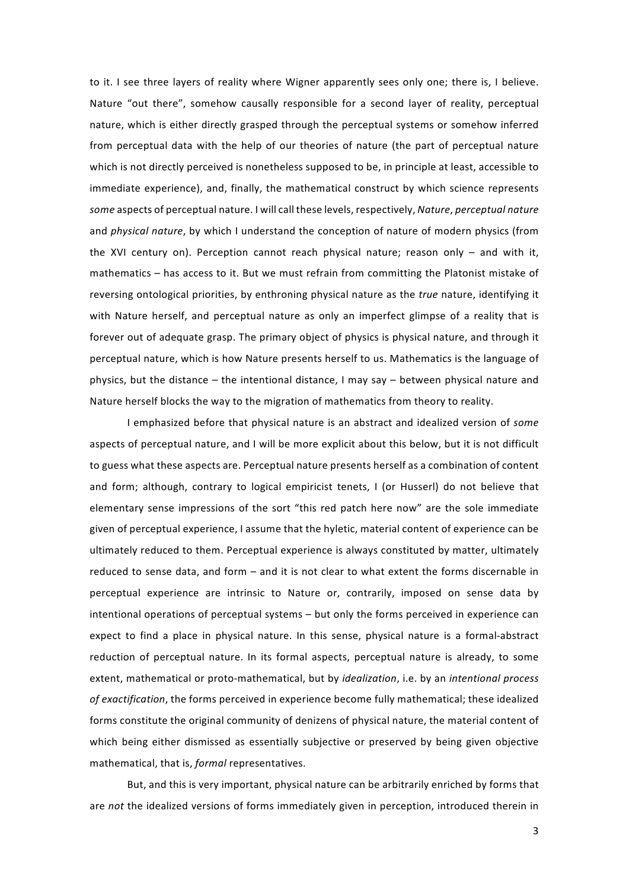to it. I see three layers of reality where Wigner apparently sees only one; there is, I believe. Nature "out there", somehow causally responsible for a second layer of reality, perceptual nature, which is either directly grasped through the perceptual systems or somehow inferred from perceptual data with the help of our theories of nature (the part of perceptual nature which is not directly perceived is nonetheless supposed to be, in principle at least, accessible to immediate experience), and, finally, the mathematical construct by which science represents *some* aspects of perceptual nature. I will call these levels, respectively, *Nature*, *perceptual nature* and *physical nature*, by which I understand the conception of nature of modern physics (from the XVI century on). Perception cannot reach physical nature; reason only – and with it, mathematics – has access to it. But we must refrain from committing the Platonist mistake of reversing ontological priorities, by enthroning physical nature as the *true* nature, identifying it with Nature herself, and perceptual nature as only an imperfect glimpse of a reality that is forever out of adequate grasp. The primary object of physics is physical nature, and through it perceptual nature, which is how Nature presents herself to us. Mathematics is the language of physics, but the distance – the intentional distance, I may say – between physical nature and Nature herself blocks the way to the migration of mathematics from theory to reality.

I emphasized before that physical nature is an abstract and idealized version of *some* aspects of perceptual nature, and I will be more explicit about this below, but it is not difficult to guess what these aspects are. Perceptual nature presents herself as a combination of content and form; although, contrary to logical empiricist tenets, I (or Husserl) do not believe that elementary sense impressions of the sort "this red patch here now" are the sole immediate given of perceptual experience, I assume that the hyletic, material content of experience can be ultimately reduced to them. Perceptual experience is always constituted by matter, ultimately reduced to sense data, and form – and it is not clear to what extent the forms discernable in perceptual experience are intrinsic to Nature or, contrarily, imposed on sense data by intentional operations of perceptual systems – but only the forms perceived in experience can expect to find a place in physical nature. In this sense, physical nature is a formal-abstract reduction of perceptual nature. In its formal aspects, perceptual nature is already, to some extent, mathematical or proto-mathematical, but by *idealization*, i.e. by an *intentional process of exactification*, the forms perceived in experience become fully mathematical; these idealized forms constitute the original community of denizens of physical nature, the material content of which being either dismissed as essentially subjective or preserved by being given objective mathematical, that is, *formal* representatives.

But, and this is very important, physical nature can be arbitrarily enriched by forms that are *not* the idealized versions of forms immediately given in perception, introduced therein in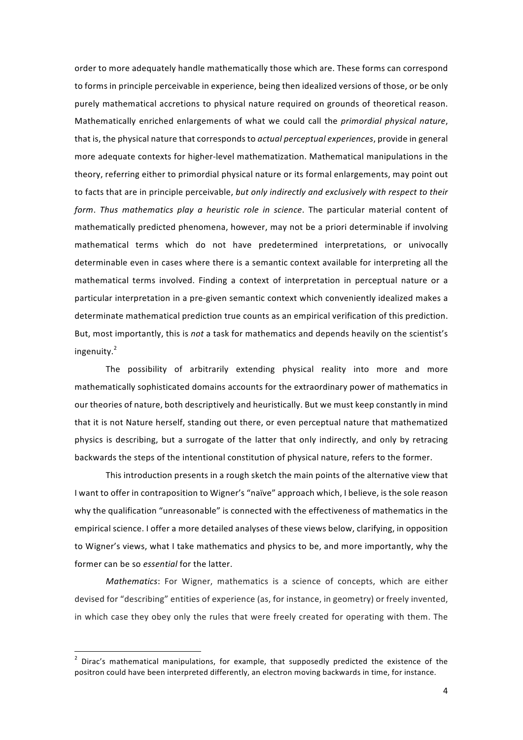order to more adequately handle mathematically those which are. These forms can correspond to forms in principle perceivable in experience, being then idealized versions of those, or be only purely mathematical accretions to physical nature required on grounds of theoretical reason. Mathematically enriched enlargements of what we could call the *primordial physical nature*, that is, the physical nature that corresponds to *actual perceptual experiences*, provide in general more adequate contexts for higher-level mathematization. Mathematical manipulations in the theory, referring either to primordial physical nature or its formal enlargements, may point out to facts that are in principle perceivable, *but only indirectly and exclusively with respect to their form*. *Thus mathematics play a heuristic role in science*. The particular material content of mathematically predicted phenomena, however, may not be a priori determinable if involving mathematical terms which do not have predetermined interpretations, or univocally determinable even in cases where there is a semantic context available for interpreting all the mathematical terms involved. Finding a context of interpretation in perceptual nature or a particular interpretation in a pre-given semantic context which conveniently idealized makes a determinate mathematical prediction true counts as an empirical verification of this prediction. But, most importantly, this is *not* a task for mathematics and depends heavily on the scientist's ingenuity.[2]

The possibility of arbitrarily extending physical reality into more and more mathematically sophisticated domains accounts for the extraordinary power of mathematics in our theories of nature, both descriptively and heuristically. But we must keep constantly in mind that it is not Nature herself, standing out there, or even perceptual nature that mathematized physics is describing, but a surrogate of the latter that only indirectly, and only by retracing backwards the steps of the intentional constitution of physical nature, refers to the former.

This introduction presents in a rough sketch the main points of the alternative view that I want to offer in contraposition to Wigner's "naïve" approach which, I believe, is the sole reason why the qualification "unreasonable" is connected with the effectiveness of mathematics in the empirical science. I offer a more detailed analyses of these views below, clarifying, in opposition to Wigner's views, what I take mathematics and physics to be, and more importantly, why the former can be so *essential* for the latter.

*Mathematics*: For Wigner, mathematics is a science of concepts, which are either devised for "describing" entities of experience (as, for instance, in geometry) or freely invented, in which case they obey only the rules that were freely created for operating with them. The

---

[2] Dirac's mathematical manipulations, for example, that supposedly predicted the existence of the positron could have been interpreted differently, an electron moving backwards in time, for instance.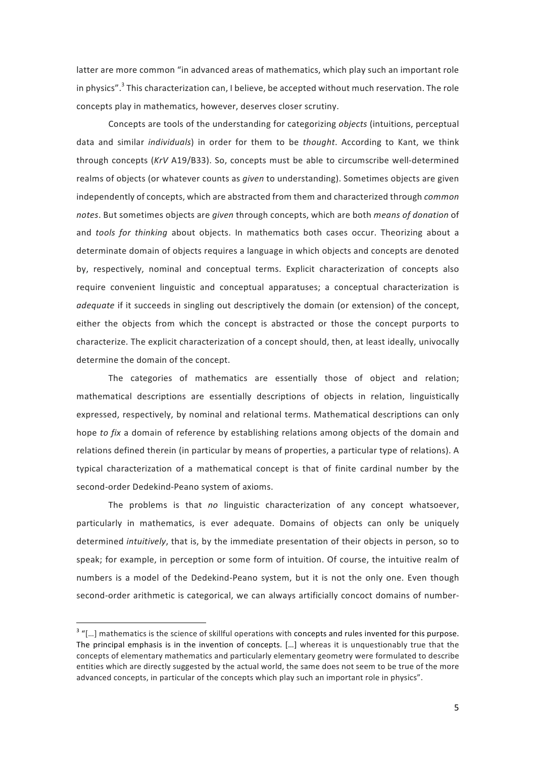latter are more common "in advanced areas of mathematics, which play such an important role in physics".[3] This characterization can, I believe, be accepted without much reservation. The role concepts play in mathematics, however, deserves closer scrutiny.

Concepts are tools of the understanding for categorizing *objects* (intuitions, perceptual data and similar *individuals*) in order for them to be *thought*. According to Kant, we think through concepts (*KrV* A19/B33). So, concepts must be able to circumscribe well-determined realms of objects (or whatever counts as *given* to understanding). Sometimes objects are given independently of concepts, which are abstracted from them and characterized through *common notes*. But sometimes objects are *given* through concepts, which are both *means of donation* of and *tools for thinking* about objects. In mathematics both cases occur. Theorizing about a determinate domain of objects requires a language in which objects and concepts are denoted by, respectively, nominal and conceptual terms. Explicit characterization of concepts also require convenient linguistic and conceptual apparatuses; a conceptual characterization is *adequate* if it succeeds in singling out descriptively the domain (or extension) of the concept, either the objects from which the concept is abstracted or those the concept purports to characterize. The explicit characterization of a concept should, then, at least ideally, univocally determine the domain of the concept.

The categories of mathematics are essentially those of object and relation; mathematical descriptions are essentially descriptions of objects in relation, linguistically expressed, respectively, by nominal and relational terms. Mathematical descriptions can only hope *to fix* a domain of reference by establishing relations among objects of the domain and relations defined therein (in particular by means of properties, a particular type of relations). A typical characterization of a mathematical concept is that of finite cardinal number by the second-order Dedekind-Peano system of axioms.

The problems is that *no* linguistic characterization of any concept whatsoever, particularly in mathematics, is ever adequate. Domains of objects can only be uniquely determined *intuitively*, that is, by the immediate presentation of their objects in person, so to speak; for example, in perception or some form of intuition. Of course, the intuitive realm of numbers is a model of the Dedekind-Peano system, but it is not the only one. Even though second-order arithmetic is categorical, we can always artificially concoct domains of number-

---

[3] "[…] mathematics is the science of skillful operations with concepts and rules invented for this purpose. The principal emphasis is in the invention of concepts. […] whereas it is unquestionably true that the concepts of elementary mathematics and particularly elementary geometry were formulated to describe entities which are directly suggested by the actual world, the same does not seem to be true of the more advanced concepts, in particular of the concepts which play such an important role in physics".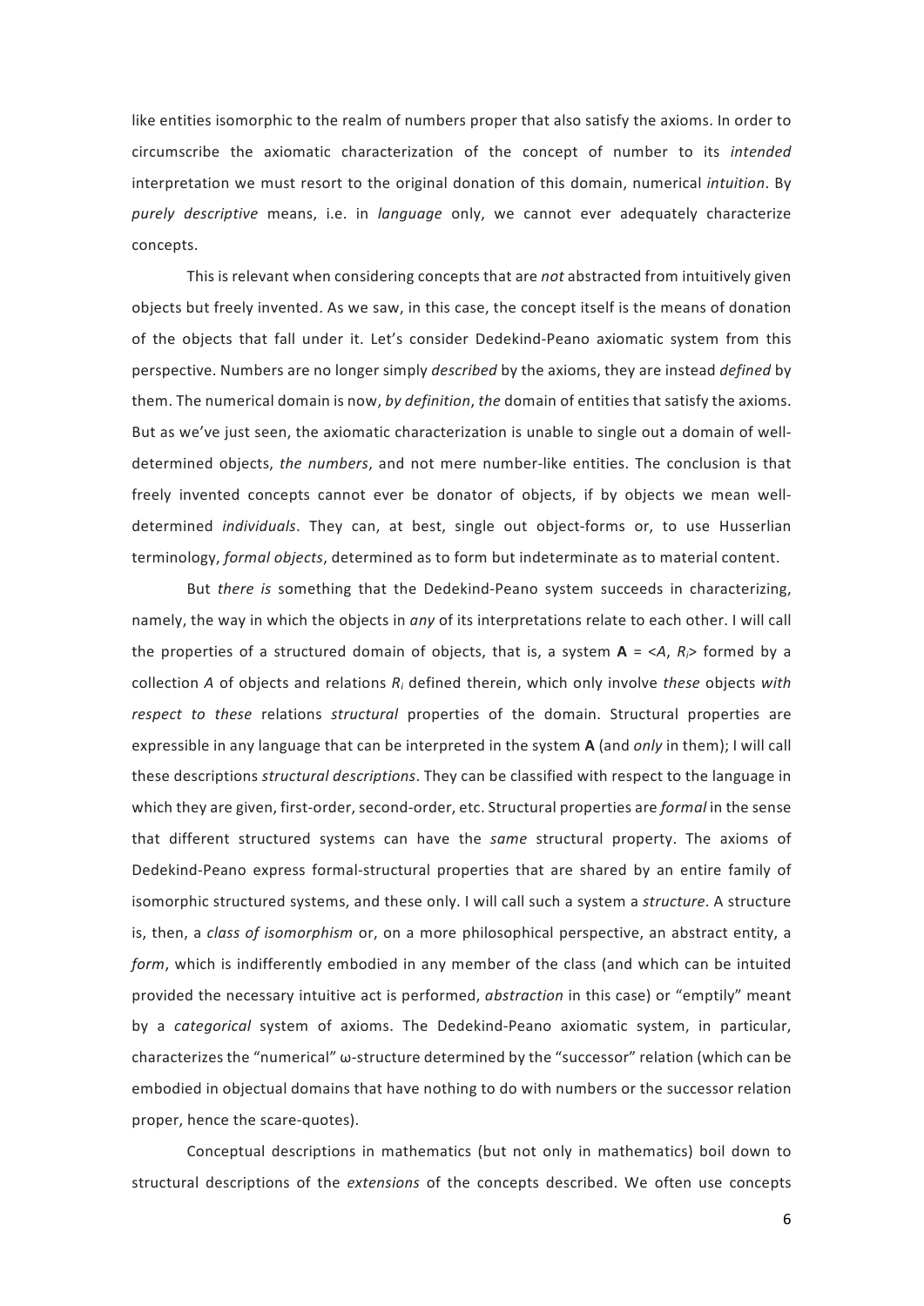like entities isomorphic to the realm of numbers proper that also satisfy the axioms. In order to circumscribe the axiomatic characterization of the concept of number to its *intended* interpretation we must resort to the original donation of this domain, numerical *intuition*. By *purely descriptive* means, i.e. in *language* only, we cannot ever adequately characterize concepts.

This is relevant when considering concepts that are *not* abstracted from intuitively given objects but freely invented. As we saw, in this case, the concept itself is the means of donation of the objects that fall under it. Let's consider Dedekind-Peano axiomatic system from this perspective. Numbers are no longer simply *described* by the axioms, they are instead *defined* by them. The numerical domain is now, *by definition*, *the* domain of entities that satisfy the axioms. But as we've just seen, the axiomatic characterization is unable to single out a domain of well-determined objects, *the numbers*, and not mere number-like entities. The conclusion is that freely invented concepts cannot ever be donator of objects, if by objects we mean well-determined *individuals*. They can, at best, single out object-forms or, to use Husserlian terminology, *formal objects*, determined as to form but indeterminate as to material content.

But *there is* something that the Dedekind-Peano system succeeds in characterizing, namely, the way in which the objects in *any* of its interpretations relate to each other. I will call the properties of a structured domain of objects, that is, a system $\mathbf{A} = \langle A, R_i \rangle$ formed by a collection $A$ of objects and relations $R_i$ defined therein, which only involve *these* objects *with respect to these* relations *structural* properties of the domain. Structural properties are expressible in any language that can be interpreted in the system $\mathbf{A}$ (and *only* in them); I will call these descriptions *structural descriptions*. They can be classified with respect to the language in which they are given, first-order, second-order, etc. Structural properties are *formal* in the sense that different structured systems can have the *same* structural property. The axioms of Dedekind-Peano express formal-structural properties that are shared by an entire family of isomorphic structured systems, and these only. I will call such a system a *structure*. A structure is, then, a *class of isomorphism* or, on a more philosophical perspective, an abstract entity, a *form*, which is indifferently embodied in any member of the class (and which can be intuited provided the necessary intuitive act is performed, *abstraction* in this case) or "emptily" meant by a *categorical* system of axioms. The Dedekind-Peano axiomatic system, in particular, characterizes the "numerical" $\omega$-structure determined by the "successor" relation (which can be embodied in objectual domains that have nothing to do with numbers or the successor relation proper, hence the scare-quotes).

Conceptual descriptions in mathematics (but not only in mathematics) boil down to structural descriptions of the *extensions* of the concepts described. We often use concepts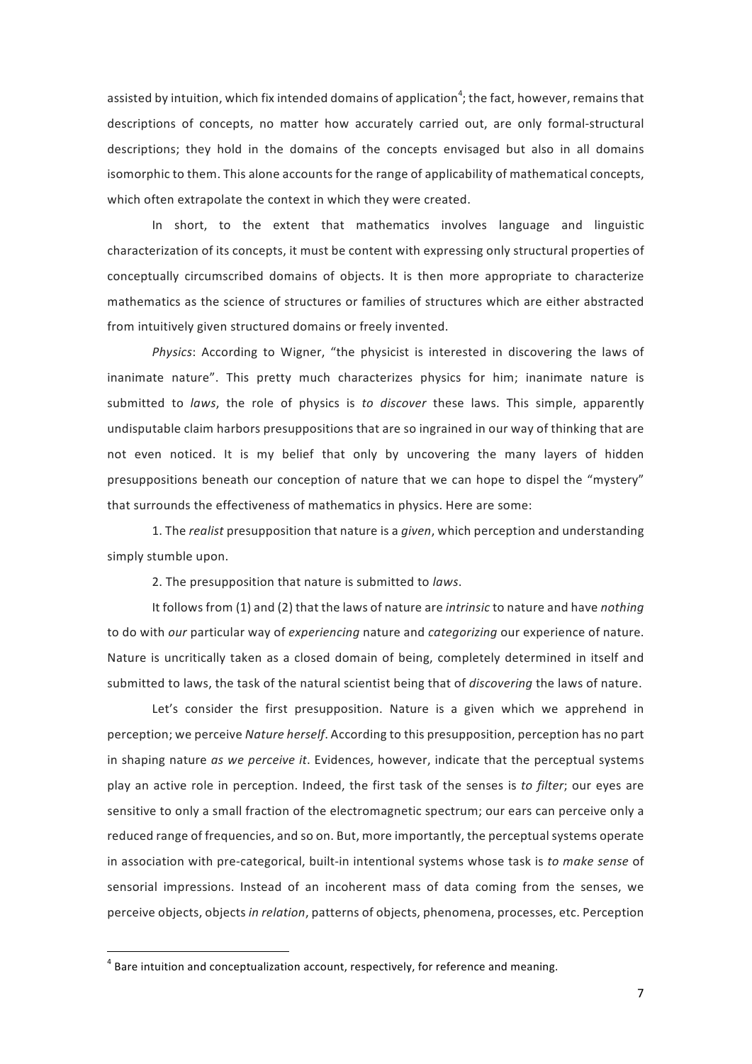assisted by intuition, which fix intended domains of application[4]; the fact, however, remains that descriptions of concepts, no matter how accurately carried out, are only formal-structural descriptions; they hold in the domains of the concepts envisaged but also in all domains isomorphic to them. This alone accounts for the range of applicability of mathematical concepts, which often extrapolate the context in which they were created.

In short, to the extent that mathematics involves language and linguistic characterization of its concepts, it must be content with expressing only structural properties of conceptually circumscribed domains of objects. It is then more appropriate to characterize mathematics as the science of structures or families of structures which are either abstracted from intuitively given structured domains or freely invented.

*Physics*: According to Wigner, "the physicist is interested in discovering the laws of inanimate nature". This pretty much characterizes physics for him; inanimate nature is submitted to *laws*, the role of physics is *to discover* these laws. This simple, apparently undisputable claim harbors presuppositions that are so ingrained in our way of thinking that are not even noticed. It is my belief that only by uncovering the many layers of hidden presuppositions beneath our conception of nature that we can hope to dispel the "mystery" that surrounds the effectiveness of mathematics in physics. Here are some:

1. The *realist* presupposition that nature is a *given*, which perception and understanding simply stumble upon.

2. The presupposition that nature is submitted to *laws*.

It follows from (1) and (2) that the laws of nature are *intrinsic* to nature and have *nothing* to do with *our* particular way of *experiencing* nature and *categorizing* our experience of nature. Nature is uncritically taken as a closed domain of being, completely determined in itself and submitted to laws, the task of the natural scientist being that of *discovering* the laws of nature.

Let's consider the first presupposition. Nature is a given which we apprehend in perception; we perceive *Nature herself*. According to this presupposition, perception has no part in shaping nature *as we perceive it*. Evidences, however, indicate that the perceptual systems play an active role in perception. Indeed, the first task of the senses is *to filter*; our eyes are sensitive to only a small fraction of the electromagnetic spectrum; our ears can perceive only a reduced range of frequencies, and so on. But, more importantly, the perceptual systems operate in association with pre-categorical, built-in intentional systems whose task is *to make sense* of sensorial impressions. Instead of an incoherent mass of data coming from the senses, we perceive objects, objects *in relation*, patterns of objects, phenomena, processes, etc. Perception

---

[4] Bare intuition and conceptualization account, respectively, for reference and meaning.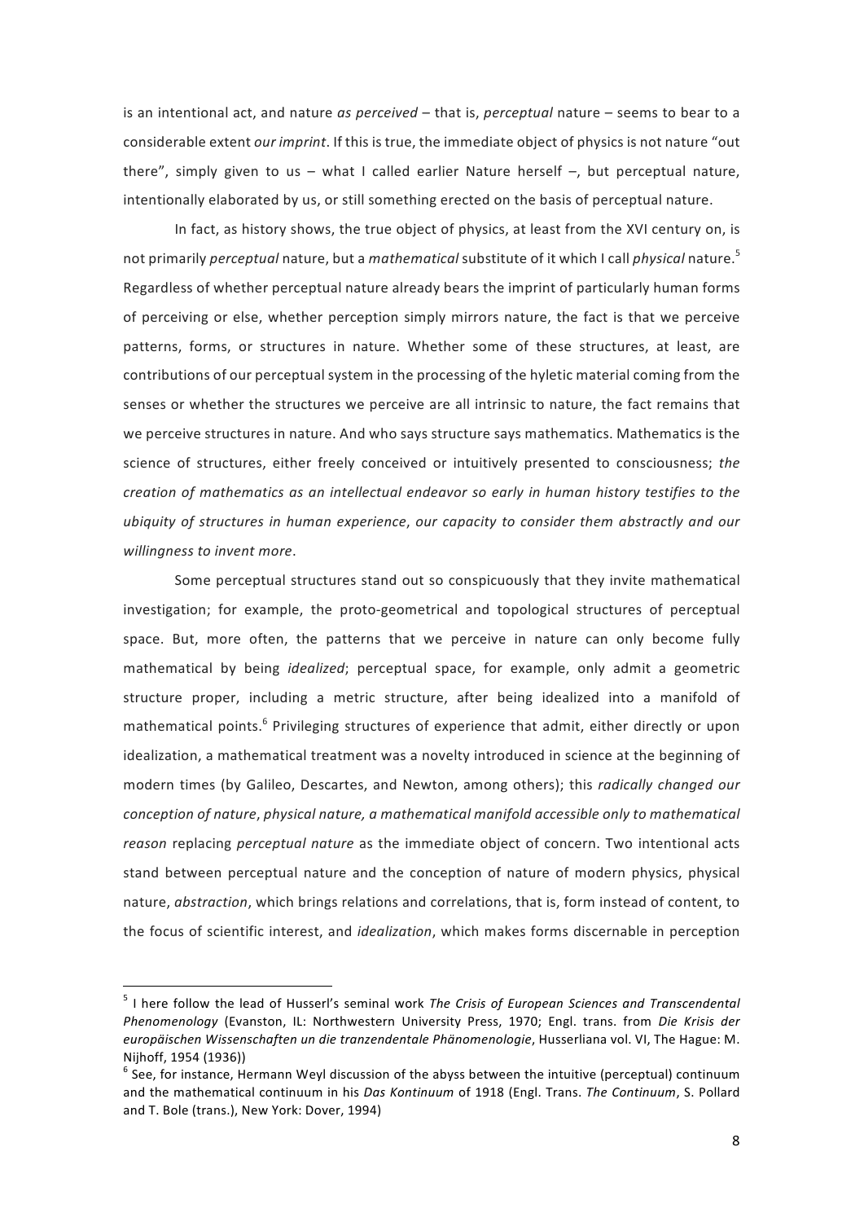is an intentional act, and nature *as perceived* – that is, *perceptual* nature – seems to bear to a considerable extent *our imprint*. If this is true, the immediate object of physics is not nature "out there", simply given to us – what I called earlier Nature herself –, but perceptual nature, intentionally elaborated by us, or still something erected on the basis of perceptual nature.

In fact, as history shows, the true object of physics, at least from the XVI century on, is not primarily *perceptual* nature, but a *mathematical* substitute of it which I call *physical* nature.[5] Regardless of whether perceptual nature already bears the imprint of particularly human forms of perceiving or else, whether perception simply mirrors nature, the fact is that we perceive patterns, forms, or structures in nature. Whether some of these structures, at least, are contributions of our perceptual system in the processing of the hyletic material coming from the senses or whether the structures we perceive are all intrinsic to nature, the fact remains that we perceive structures in nature. And who says structure says mathematics. Mathematics is the science of structures, either freely conceived or intuitively presented to consciousness; *the creation of mathematics as an intellectual endeavor so early in human history testifies to the ubiquity of structures in human experience*, *our capacity to consider them abstractly and our willingness to invent more*.

Some perceptual structures stand out so conspicuously that they invite mathematical investigation; for example, the proto-geometrical and topological structures of perceptual space. But, more often, the patterns that we perceive in nature can only become fully mathematical by being *idealized*; perceptual space, for example, only admit a geometric structure proper, including a metric structure, after being idealized into a manifold of mathematical points.[6] Privileging structures of experience that admit, either directly or upon idealization, a mathematical treatment was a novelty introduced in science at the beginning of modern times (by Galileo, Descartes, and Newton, among others); this *radically changed our conception of nature*, *physical nature, a mathematical manifold accessible only to mathematical reason* replacing *perceptual nature* as the immediate object of concern. Two intentional acts stand between perceptual nature and the conception of nature of modern physics, physical nature, *abstraction*, which brings relations and correlations, that is, form instead of content, to the focus of scientific interest, and *idealization*, which makes forms discernable in perception

---

[5] I here follow the lead of Husserl's seminal work *The Crisis of European Sciences and Transcendental Phenomenology* (Evanston, IL: Northwestern University Press, 1970; Engl. trans. from *Die Krisis der europäischen Wissenschaften un die tranzendentale Phänomenologie*, Husserliana vol. VI, The Hague: M. Nijhoff, 1954 (1936))

[6] See, for instance, Hermann Weyl discussion of the abyss between the intuitive (perceptual) continuum and the mathematical continuum in his *Das Kontinuum* of 1918 (Engl. Trans. *The Continuum*, S. Pollard and T. Bole (trans.), New York: Dover, 1994)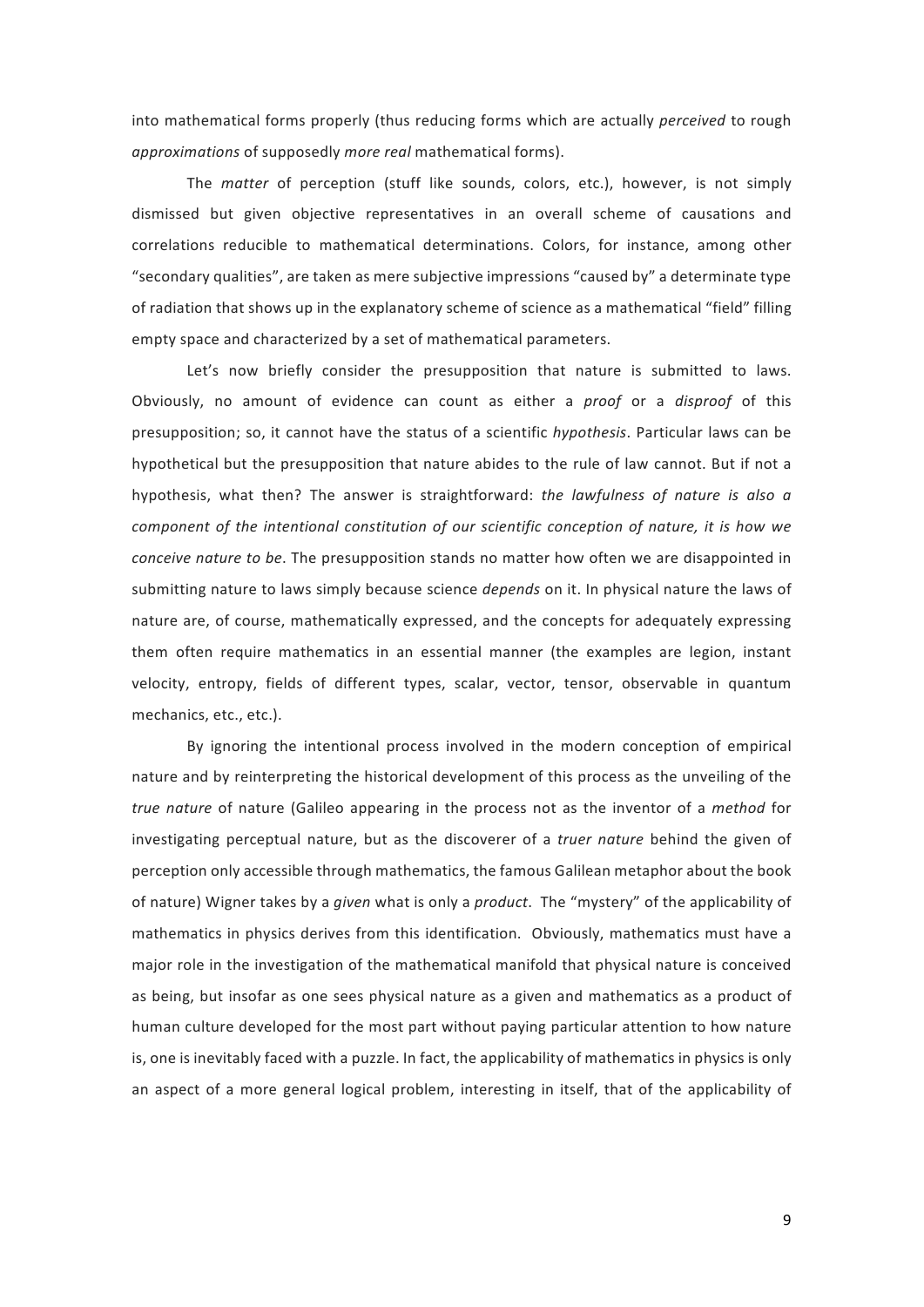into mathematical forms properly (thus reducing forms which are actually *perceived* to rough *approximations* of supposedly *more real* mathematical forms).

The *matter* of perception (stuff like sounds, colors, etc.), however, is not simply dismissed but given objective representatives in an overall scheme of causations and correlations reducible to mathematical determinations. Colors, for instance, among other "secondary qualities", are taken as mere subjective impressions "caused by" a determinate type of radiation that shows up in the explanatory scheme of science as a mathematical "field" filling empty space and characterized by a set of mathematical parameters.

Let's now briefly consider the presupposition that nature is submitted to laws. Obviously, no amount of evidence can count as either a *proof* or a *disproof* of this presupposition; so, it cannot have the status of a scientific *hypothesis*. Particular laws can be hypothetical but the presupposition that nature abides to the rule of law cannot. But if not a hypothesis, what then? The answer is straightforward: *the lawfulness of nature is also a component of the intentional constitution of our scientific conception of nature, it is how we conceive nature to be*. The presupposition stands no matter how often we are disappointed in submitting nature to laws simply because science *depends* on it. In physical nature the laws of nature are, of course, mathematically expressed, and the concepts for adequately expressing them often require mathematics in an essential manner (the examples are legion, instant velocity, entropy, fields of different types, scalar, vector, tensor, observable in quantum mechanics, etc., etc.).

By ignoring the intentional process involved in the modern conception of empirical nature and by reinterpreting the historical development of this process as the unveiling of the *true nature* of nature (Galileo appearing in the process not as the inventor of a *method* for investigating perceptual nature, but as the discoverer of a *truer nature* behind the given of perception only accessible through mathematics, the famous Galilean metaphor about the book of nature) Wigner takes by a *given* what is only a *product*. The "mystery" of the applicability of mathematics in physics derives from this identification. Obviously, mathematics must have a major role in the investigation of the mathematical manifold that physical nature is conceived as being, but insofar as one sees physical nature as a given and mathematics as a product of human culture developed for the most part without paying particular attention to how nature is, one is inevitably faced with a puzzle. In fact, the applicability of mathematics in physics is only an aspect of a more general logical problem, interesting in itself, that of the applicability of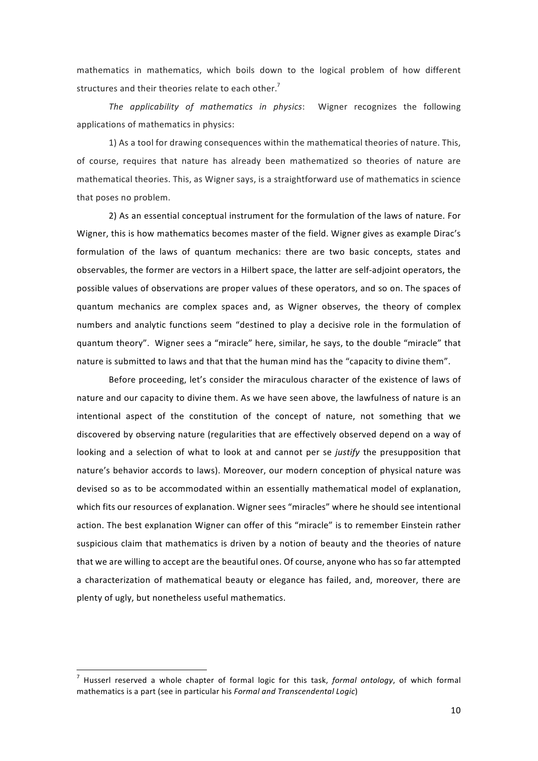mathematics in mathematics, which boils down to the logical problem of how different structures and their theories relate to each other.[7]

*The applicability of mathematics in physics*: Wigner recognizes the following applications of mathematics in physics:

1) As a tool for drawing consequences within the mathematical theories of nature. This, of course, requires that nature has already been mathematized so theories of nature are mathematical theories. This, as Wigner says, is a straightforward use of mathematics in science that poses no problem.

2) As an essential conceptual instrument for the formulation of the laws of nature. For Wigner, this is how mathematics becomes master of the field. Wigner gives as example Dirac's formulation of the laws of quantum mechanics: there are two basic concepts, states and observables, the former are vectors in a Hilbert space, the latter are self-adjoint operators, the possible values of observations are proper values of these operators, and so on. The spaces of quantum mechanics are complex spaces and, as Wigner observes, the theory of complex numbers and analytic functions seem "destined to play a decisive role in the formulation of quantum theory". Wigner sees a "miracle" here, similar, he says, to the double "miracle" that nature is submitted to laws and that that the human mind has the "capacity to divine them".

Before proceeding, let's consider the miraculous character of the existence of laws of nature and our capacity to divine them. As we have seen above, the lawfulness of nature is an intentional aspect of the constitution of the concept of nature, not something that we discovered by observing nature (regularities that are effectively observed depend on a way of looking and a selection of what to look at and cannot per se *justify* the presupposition that nature's behavior accords to laws). Moreover, our modern conception of physical nature was devised so as to be accommodated within an essentially mathematical model of explanation, which fits our resources of explanation. Wigner sees "miracles" where he should see intentional action. The best explanation Wigner can offer of this "miracle" is to remember Einstein rather suspicious claim that mathematics is driven by a notion of beauty and the theories of nature that we are willing to accept are the beautiful ones. Of course, anyone who has so far attempted a characterization of mathematical beauty or elegance has failed, and, moreover, there are plenty of ugly, but nonetheless useful mathematics.

---

[7] Husserl reserved a whole chapter of formal logic for this task, *formal ontology*, of which formal mathematics is a part (see in particular his *Formal and Transcendental Logic*)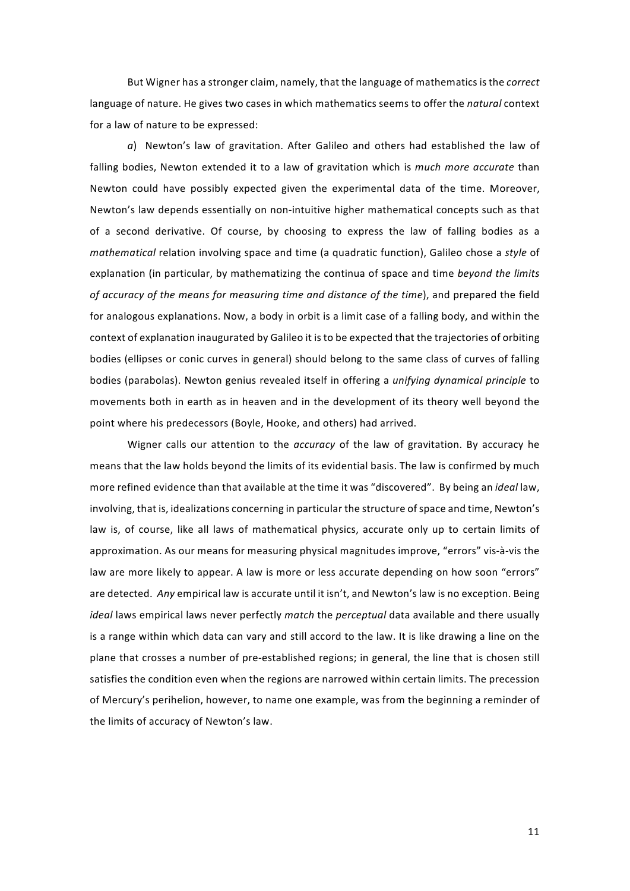But Wigner has a stronger claim, namely, that the language of mathematics is the *correct* language of nature. He gives two cases in which mathematics seems to offer the *natural* context for a law of nature to be expressed:

*a*) Newton's law of gravitation. After Galileo and others had established the law of falling bodies, Newton extended it to a law of gravitation which is *much more accurate* than Newton could have possibly expected given the experimental data of the time. Moreover, Newton's law depends essentially on non-intuitive higher mathematical concepts such as that of a second derivative. Of course, by choosing to express the law of falling bodies as a *mathematical* relation involving space and time (a quadratic function), Galileo chose a *style* of explanation (in particular, by mathematizing the continua of space and time *beyond the limits of accuracy of the means for measuring time and distance of the time*), and prepared the field for analogous explanations. Now, a body in orbit is a limit case of a falling body, and within the context of explanation inaugurated by Galileo it is to be expected that the trajectories of orbiting bodies (ellipses or conic curves in general) should belong to the same class of curves of falling bodies (parabolas). Newton genius revealed itself in offering a *unifying dynamical principle* to movements both in earth as in heaven and in the development of its theory well beyond the point where his predecessors (Boyle, Hooke, and others) had arrived.

Wigner calls our attention to the *accuracy* of the law of gravitation. By accuracy he means that the law holds beyond the limits of its evidential basis. The law is confirmed by much more refined evidence than that available at the time it was "discovered". By being an *ideal* law, involving, that is, idealizations concerning in particular the structure of space and time, Newton's law is, of course, like all laws of mathematical physics, accurate only up to certain limits of approximation. As our means for measuring physical magnitudes improve, "errors" vis-à-vis the law are more likely to appear. A law is more or less accurate depending on how soon "errors" are detected. *Any* empirical law is accurate until it isn't, and Newton's law is no exception. Being *ideal* laws empirical laws never perfectly *match* the *perceptual* data available and there usually is a range within which data can vary and still accord to the law. It is like drawing a line on the plane that crosses a number of pre-established regions; in general, the line that is chosen still satisfies the condition even when the regions are narrowed within certain limits. The precession of Mercury's perihelion, however, to name one example, was from the beginning a reminder of the limits of accuracy of Newton's law.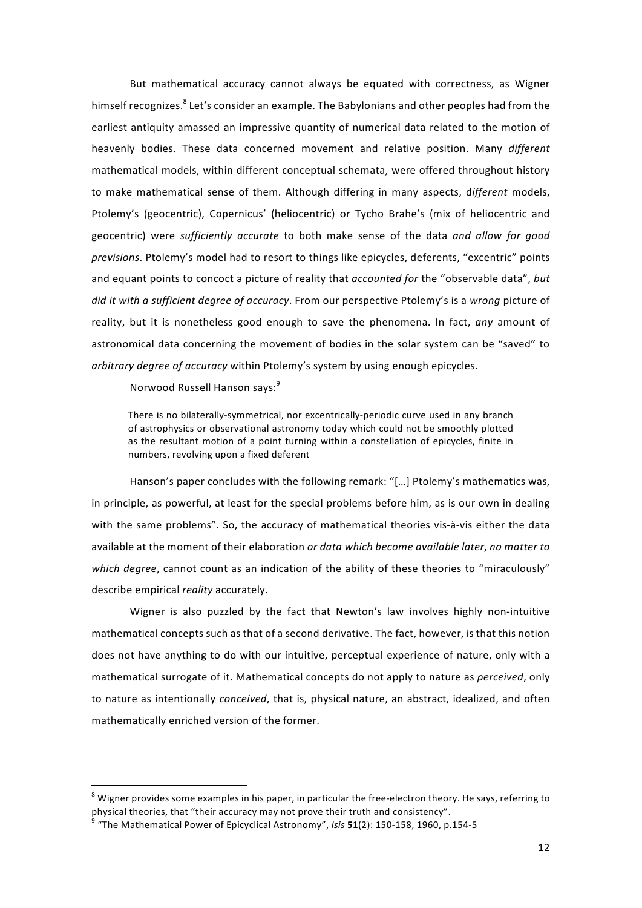But mathematical accuracy cannot always be equated with correctness, as Wigner himself recognizes.[8] Let's consider an example. The Babylonians and other peoples had from the earliest antiquity amassed an impressive quantity of numerical data related to the motion of heavenly bodies. These data concerned movement and relative position. Many *different* mathematical models, within different conceptual schemata, were offered throughout history to make mathematical sense of them. Although differing in many aspects, d*ifferent* models, Ptolemy's (geocentric), Copernicus' (heliocentric) or Tycho Brahe's (mix of heliocentric and geocentric) were *sufficiently accurate* to both make sense of the data *and allow for good previsions*. Ptolemy's model had to resort to things like epicycles, deferents, "excentric" points and equant points to concoct a picture of reality that *accounted for* the "observable data", *but did it with a sufficient degree of accuracy*. From our perspective Ptolemy's is a *wrong* picture of reality, but it is nonetheless good enough to save the phenomena. In fact, *any* amount of astronomical data concerning the movement of bodies in the solar system can be "saved" to *arbitrary degree of accuracy* within Ptolemy's system by using enough epicycles.

Norwood Russell Hanson says:[9]

> There is no bilaterally-symmetrical, nor excentrically-periodic curve used in any branch of astrophysics or observational astronomy today which could not be smoothly plotted as the resultant motion of a point turning within a constellation of epicycles, finite in numbers, revolving upon a fixed deferent

Hanson's paper concludes with the following remark: "[…] Ptolemy's mathematics was, in principle, as powerful, at least for the special problems before him, as is our own in dealing with the same problems". So, the accuracy of mathematical theories vis-à-vis either the data available at the moment of their elaboration *or data which become available later*, *no matter to which degree*, cannot count as an indication of the ability of these theories to "miraculously" describe empirical *reality* accurately.

Wigner is also puzzled by the fact that Newton's law involves highly non-intuitive mathematical concepts such as that of a second derivative. The fact, however, is that this notion does not have anything to do with our intuitive, perceptual experience of nature, only with a mathematical surrogate of it. Mathematical concepts do not apply to nature as *perceived*, only to nature as intentionally *conceived*, that is, physical nature, an abstract, idealized, and often mathematically enriched version of the former.

---

[8] Wigner provides some examples in his paper, in particular the free-electron theory. He says, referring to physical theories, that "their accuracy may not prove their truth and consistency".

[9] "The Mathematical Power of Epicyclical Astronomy", *Isis* **51**(2): 150-158, 1960, p.154-5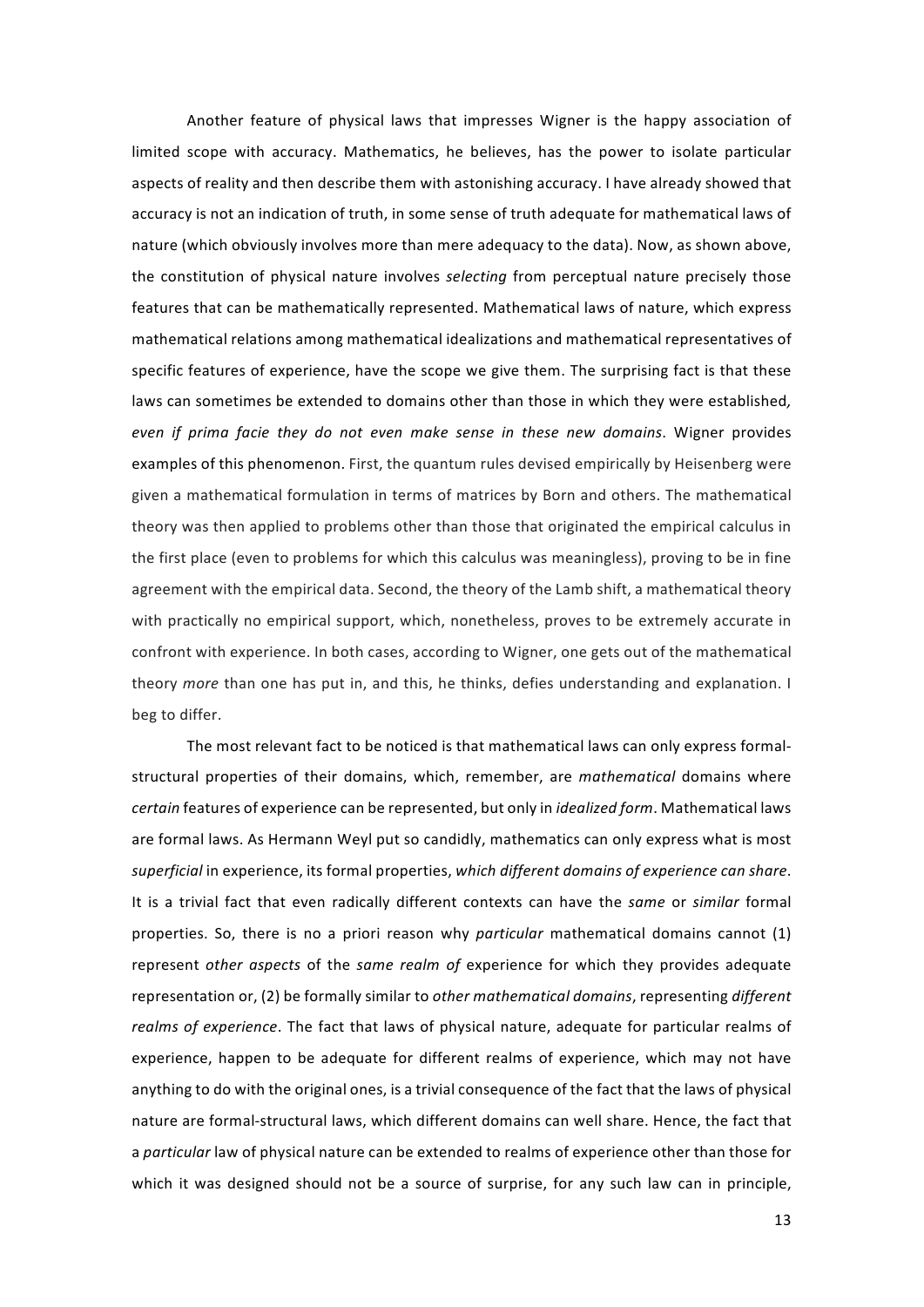Another feature of physical laws that impresses Wigner is the happy association of limited scope with accuracy. Mathematics, he believes, has the power to isolate particular aspects of reality and then describe them with astonishing accuracy. I have already showed that accuracy is not an indication of truth, in some sense of truth adequate for mathematical laws of nature (which obviously involves more than mere adequacy to the data). Now, as shown above, the constitution of physical nature involves *selecting* from perceptual nature precisely those features that can be mathematically represented. Mathematical laws of nature, which express mathematical relations among mathematical idealizations and mathematical representatives of specific features of experience, have the scope we give them. The surprising fact is that these laws can sometimes be extended to domains other than those in which they were established*, even if prima facie they do not even make sense in these new domains*. Wigner provides examples of this phenomenon. First, the quantum rules devised empirically by Heisenberg were given a mathematical formulation in terms of matrices by Born and others. The mathematical theory was then applied to problems other than those that originated the empirical calculus in the first place (even to problems for which this calculus was meaningless), proving to be in fine agreement with the empirical data. Second, the theory of the Lamb shift, a mathematical theory with practically no empirical support, which, nonetheless, proves to be extremely accurate in confront with experience. In both cases, according to Wigner, one gets out of the mathematical theory *more* than one has put in, and this, he thinks, defies understanding and explanation. I beg to differ.

The most relevant fact to be noticed is that mathematical laws can only express formal-structural properties of their domains, which, remember, are *mathematical* domains where *certain* features of experience can be represented, but only in *idealized form*. Mathematical laws are formal laws. As Hermann Weyl put so candidly, mathematics can only express what is most *superficial* in experience, its formal properties, *which different domains of experience can share*. It is a trivial fact that even radically different contexts can have the *same* or *similar* formal properties. So, there is no a priori reason why *particular* mathematical domains cannot (1) represent *other aspects* of the *same realm of* experience for which they provides adequate representation or, (2) be formally similar to *other mathematical domains*, representing *different realms of experience*. The fact that laws of physical nature, adequate for particular realms of experience, happen to be adequate for different realms of experience, which may not have anything to do with the original ones, is a trivial consequence of the fact that the laws of physical nature are formal-structural laws, which different domains can well share. Hence, the fact that a *particular* law of physical nature can be extended to realms of experience other than those for which it was designed should not be a source of surprise, for any such law can in principle,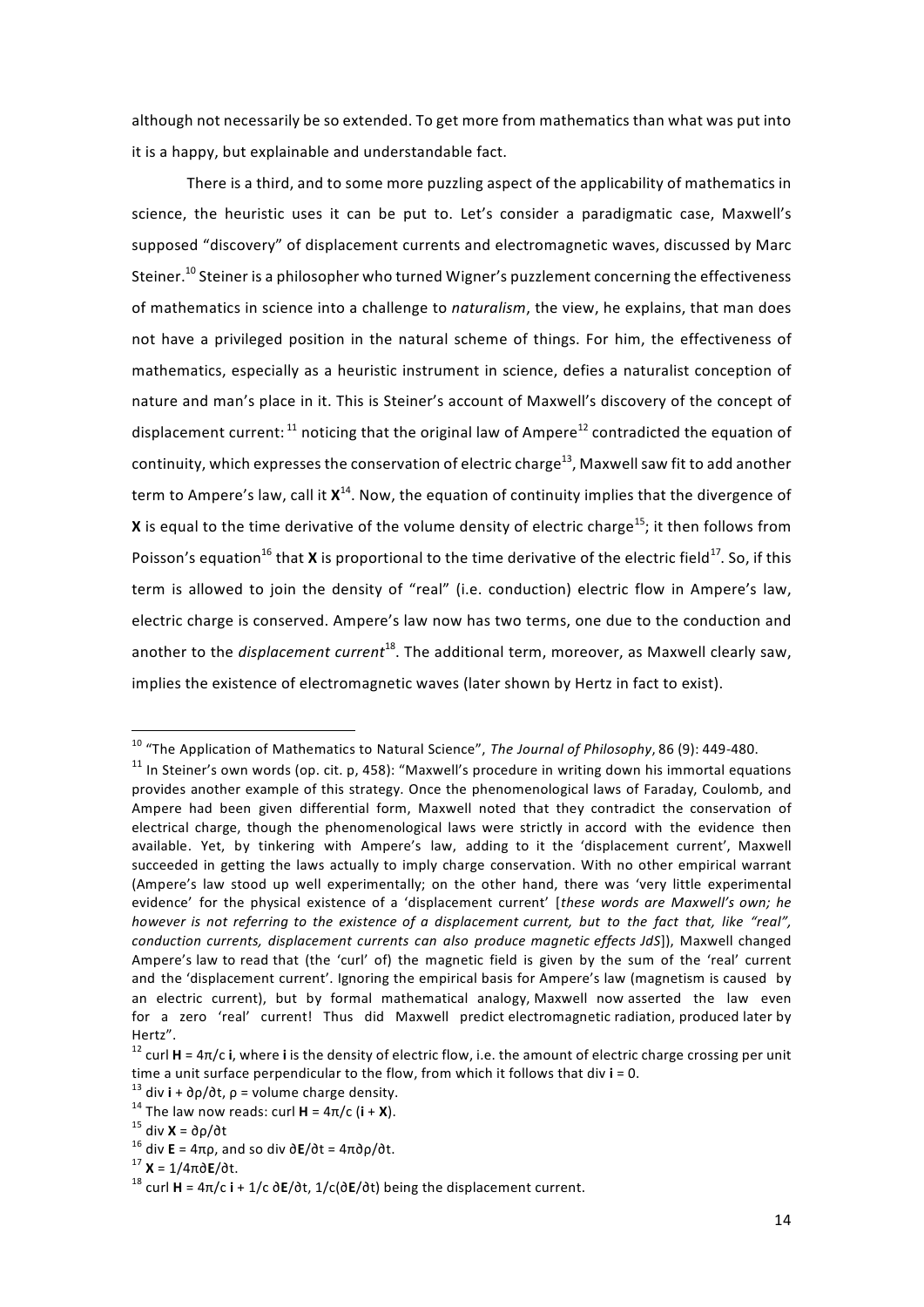although not necessarily be so extended. To get more from mathematics than what was put into it is a happy, but explainable and understandable fact.

There is a third, and to some more puzzling aspect of the applicability of mathematics in science, the heuristic uses it can be put to. Let's consider a paradigmatic case, Maxwell's supposed "discovery" of displacement currents and electromagnetic waves, discussed by Marc Steiner.[10] Steiner is a philosopher who turned Wigner's puzzlement concerning the effectiveness of mathematics in science into a challenge to *naturalism*, the view, he explains, that man does not have a privileged position in the natural scheme of things. For him, the effectiveness of mathematics, especially as a heuristic instrument in science, defies a naturalist conception of nature and man's place in it. This is Steiner's account of Maxwell's discovery of the concept of displacement current: [11] noticing that the original law of Ampere[12] contradicted the equation of continuity, which expresses the conservation of electric charge[13], Maxwell saw fit to add another term to Ampere's law, call it $\mathbf{X}$[14]. Now, the equation of continuity implies that the divergence of $\mathbf{X}$ is equal to the time derivative of the volume density of electric charge[15]; it then follows from Poisson's equation[16] that $\mathbf{X}$ is proportional to the time derivative of the electric field[17]. So, if this term is allowed to join the density of "real" (i.e. conduction) electric flow in Ampere's law, electric charge is conserved. Ampere's law now has two terms, one due to the conduction and another to the *displacement current*[18]. The additional term, moreover, as Maxwell clearly saw, implies the existence of electromagnetic waves (later shown by Hertz in fact to exist).

---

[10] "The Application of Mathematics to Natural Science", *The Journal of Philosophy*, 86 (9): 449-480.

[11] In Steiner's own words (op. cit. p, 458): "Maxwell's procedure in writing down his immortal equations provides another example of this strategy. Once the phenomenological laws of Faraday, Coulomb, and Ampere had been given differential form, Maxwell noted that they contradict the conservation of electrical charge, though the phenomenological laws were strictly in accord with the evidence then available. Yet, by tinkering with Ampere's law, adding to it the 'displacement current', Maxwell succeeded in getting the laws actually to imply charge conservation. With no other empirical warrant (Ampere's law stood up well experimentally; on the other hand, there was 'very little experimental evidence' for the physical existence of a 'displacement current' [*these words are Maxwell's own; he however is not referring to the existence of a displacement current, but to the fact that, like "real", conduction currents, displacement currents can also produce magnetic effects JdS*]), Maxwell changed Ampere's law to read that (the 'curl' of) the magnetic field is given by the sum of the 'real' current and the 'displacement current'. Ignoring the empirical basis for Ampere's law (magnetism is caused by an electric current), but by formal mathematical analogy, Maxwell now asserted the law even for a zero 'real' current! Thus did Maxwell predict electromagnetic radiation, produced later by Hertz".

[12] $\text{curl}\,\mathbf{H} = 4\pi/c\,\mathbf{i}$, where $\mathbf{i}$ is the density of electric flow, i.e. the amount of electric charge crossing per unit time a unit surface perpendicular to the flow, from which it follows that $\text{div}\,\mathbf{i} = 0$.

[13] $\text{div}\,\mathbf{i} + \partial\rho/\partial t$, $\rho$ = volume charge density.

[14] The law now reads: $\text{curl}\,\mathbf{H} = 4\pi/c\,(\mathbf{i} + \mathbf{X})$.

[15] $\text{div}\,\mathbf{X} = \partial\rho/\partial t$

[16] $\text{div}\,\mathbf{E} = 4\pi\rho$, and so $\text{div}\,\partial\mathbf{E}/\partial t = 4\pi\partial\rho/\partial t$.

[17] $\mathbf{X} = 1/4\pi\partial\mathbf{E}/\partial t$.

[18] $\text{curl}\,\mathbf{H} = 4\pi/c\,\mathbf{i} + 1/c\,\partial\mathbf{E}/\partial t$, $1/c(\partial\mathbf{E}/\partial t)$ being the displacement current.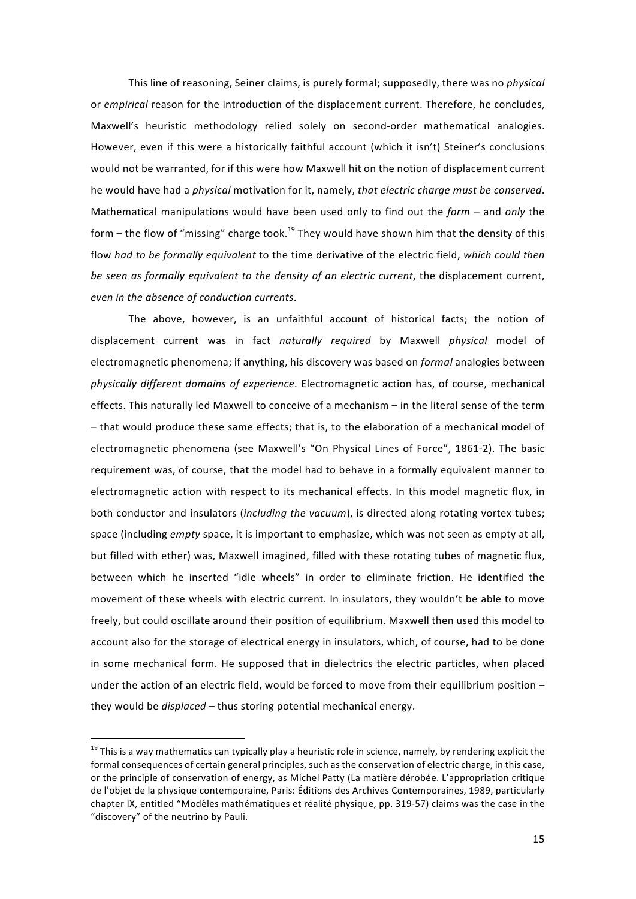This line of reasoning, Seiner claims, is purely formal; supposedly, there was no *physical* or *empirical* reason for the introduction of the displacement current. Therefore, he concludes, Maxwell's heuristic methodology relied solely on second-order mathematical analogies. However, even if this were a historically faithful account (which it isn't) Steiner's conclusions would not be warranted, for if this were how Maxwell hit on the notion of displacement current he would have had a *physical* motivation for it, namely, *that electric charge must be conserved*. Mathematical manipulations would have been used only to find out the *form* – and *only* the form – the flow of "missing" charge took.[19] They would have shown him that the density of this flow *had to be formally equivalent* to the time derivative of the electric field, *which could then be seen as formally equivalent to the density of an electric current*, the displacement current, *even in the absence of conduction currents*.

The above, however, is an unfaithful account of historical facts; the notion of displacement current was in fact *naturally required* by Maxwell *physical* model of electromagnetic phenomena; if anything, his discovery was based on *formal* analogies between *physically different domains of experience*. Electromagnetic action has, of course, mechanical effects. This naturally led Maxwell to conceive of a mechanism – in the literal sense of the term – that would produce these same effects; that is, to the elaboration of a mechanical model of electromagnetic phenomena (see Maxwell's "On Physical Lines of Force", 1861-2). The basic requirement was, of course, that the model had to behave in a formally equivalent manner to electromagnetic action with respect to its mechanical effects. In this model magnetic flux, in both conductor and insulators (*including the vacuum*), is directed along rotating vortex tubes; space (including *empty* space, it is important to emphasize, which was not seen as empty at all, but filled with ether) was, Maxwell imagined, filled with these rotating tubes of magnetic flux, between which he inserted "idle wheels" in order to eliminate friction. He identified the movement of these wheels with electric current. In insulators, they wouldn't be able to move freely, but could oscillate around their position of equilibrium. Maxwell then used this model to account also for the storage of electrical energy in insulators, which, of course, had to be done in some mechanical form. He supposed that in dielectrics the electric particles, when placed under the action of an electric field, would be forced to move from their equilibrium position – they would be *displaced* – thus storing potential mechanical energy.

---

[19] This is a way mathematics can typically play a heuristic role in science, namely, by rendering explicit the formal consequences of certain general principles, such as the conservation of electric charge, in this case, or the principle of conservation of energy, as Michel Patty (La matière dérobée. L'appropriation critique de l'objet de la physique contemporaine, Paris: Éditions des Archives Contemporaines, 1989, particularly chapter IX, entitled "Modèles mathématiques et réalité physique, pp. 319-57) claims was the case in the "discovery" of the neutrino by Pauli.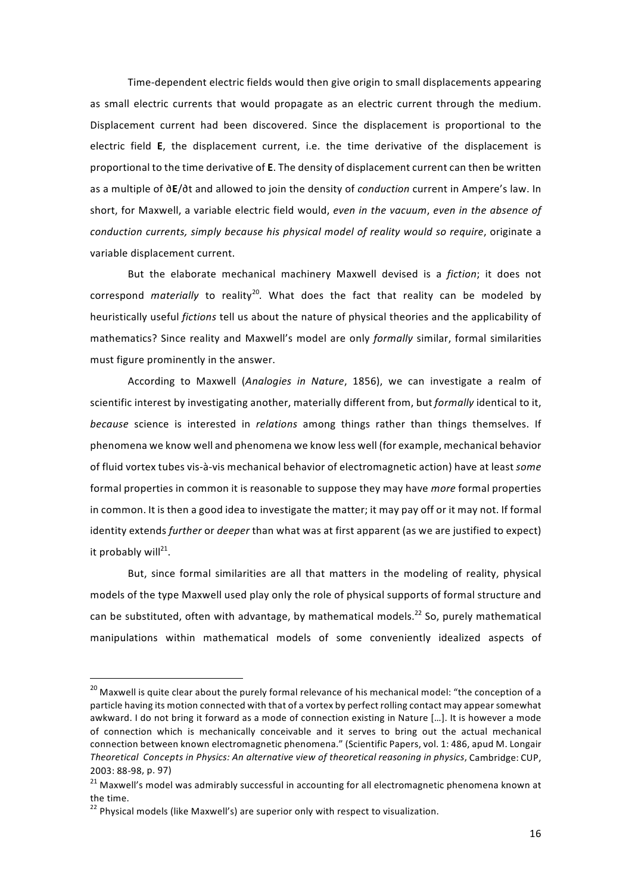Time-dependent electric fields would then give origin to small displacements appearing as small electric currents that would propagate as an electric current through the medium. Displacement current had been discovered. Since the displacement is proportional to the electric field **E**, the displacement current, i.e. the time derivative of the displacement is proportional to the time derivative of **E**. The density of displacement current can then be written as a multiple of $\partial\mathbf{E}/\partial t$ and allowed to join the density of *conduction* current in Ampere's law. In short, for Maxwell, a variable electric field would, *even in the vacuum*, *even in the absence of conduction currents, simply because his physical model of reality would so require*, originate a variable displacement current.

But the elaborate mechanical machinery Maxwell devised is a *fiction*; it does not correspond *materially* to reality[20]. What does the fact that reality can be modeled by heuristically useful *fictions* tell us about the nature of physical theories and the applicability of mathematics? Since reality and Maxwell's model are only *formally* similar, formal similarities must figure prominently in the answer.

According to Maxwell (*Analogies in Nature*, 1856), we can investigate a realm of scientific interest by investigating another, materially different from, but *formally* identical to it, *because* science is interested in *relations* among things rather than things themselves. If phenomena we know well and phenomena we know less well (for example, mechanical behavior of fluid vortex tubes vis-à-vis mechanical behavior of electromagnetic action) have at least *some* formal properties in common it is reasonable to suppose they may have *more* formal properties in common. It is then a good idea to investigate the matter; it may pay off or it may not. If formal identity extends *further* or *deeper* than what was at first apparent (as we are justified to expect) it probably will[21].

But, since formal similarities are all that matters in the modeling of reality, physical models of the type Maxwell used play only the role of physical supports of formal structure and can be substituted, often with advantage, by mathematical models.[22] So, purely mathematical manipulations within mathematical models of some conveniently idealized aspects of

---

[20] Maxwell is quite clear about the purely formal relevance of his mechanical model: "the conception of a particle having its motion connected with that of a vortex by perfect rolling contact may appear somewhat awkward. I do not bring it forward as a mode of connection existing in Nature […]. It is however a mode of connection which is mechanically conceivable and it serves to bring out the actual mechanical connection between known electromagnetic phenomena." (Scientific Papers, vol. 1: 486, apud M. Longair *Theoretical Concepts in Physics: An alternative view of theoretical reasoning in physics*, Cambridge: CUP, 2003: 88-98, p. 97)

[21] Maxwell's model was admirably successful in accounting for all electromagnetic phenomena known at the time.

[22] Physical models (like Maxwell's) are superior only with respect to visualization.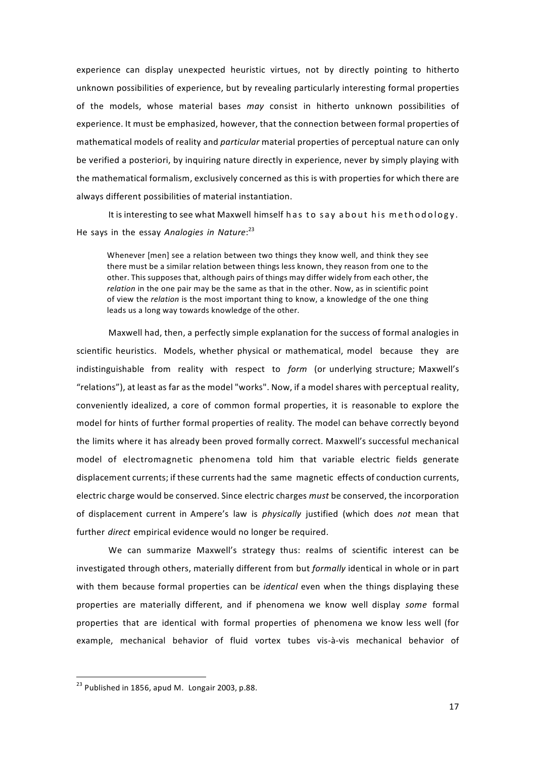experience can display unexpected heuristic virtues, not by directly pointing to hitherto unknown possibilities of experience, but by revealing particularly interesting formal properties of the models, whose material bases *may* consist in hitherto unknown possibilities of experience. It must be emphasized, however, that the connection between formal properties of mathematical models of reality and *particular* material properties of perceptual nature can only be verified a posteriori, by inquiring nature directly in experience, never by simply playing with the mathematical formalism, exclusively concerned as this is with properties for which there are always different possibilities of material instantiation.

It is interesting to see what Maxwell himself has to say about his methodology. He says in the essay *Analogies in Nature*:[23]

> Whenever [men] see a relation between two things they know well, and think they see there must be a similar relation between things less known, they reason from one to the other. This supposes that, although pairs of things may differ widely from each other, the *relation* in the one pair may be the same as that in the other. Now, as in scientific point of view the *relation* is the most important thing to know, a knowledge of the one thing leads us a long way towards knowledge of the other.

Maxwell had, then, a perfectly simple explanation for the success of formal analogies in scientific heuristics. Models, whether physical or mathematical, model because they are indistinguishable from reality with respect to *form* (or underlying structure; Maxwell's "relations"), at least as far as the model "works". Now, if a model shares with perceptual reality, conveniently idealized, a core of common formal properties, it is reasonable to explore the model for hints of further formal properties of reality. The model can behave correctly beyond the limits where it has already been proved formally correct. Maxwell's successful mechanical model of electromagnetic phenomena told him that variable electric fields generate displacement currents; if these currents had the same magnetic effects of conduction currents, electric charge would be conserved. Since electric charges *must* be conserved, the incorporation of displacement current in Ampere's law is *physically* justified (which does *not* mean that further *direct* empirical evidence would no longer be required.

We can summarize Maxwell's strategy thus: realms of scientific interest can be investigated through others, materially different from but *formally* identical in whole or in part with them because formal properties can be *identical* even when the things displaying these properties are materially different, and if phenomena we know well display *some* formal properties that are identical with formal properties of phenomena we know less well (for example, mechanical behavior of fluid vortex tubes vis-à-vis mechanical behavior of

---

[23] Published in 1856, apud M. Longair 2003, p.88.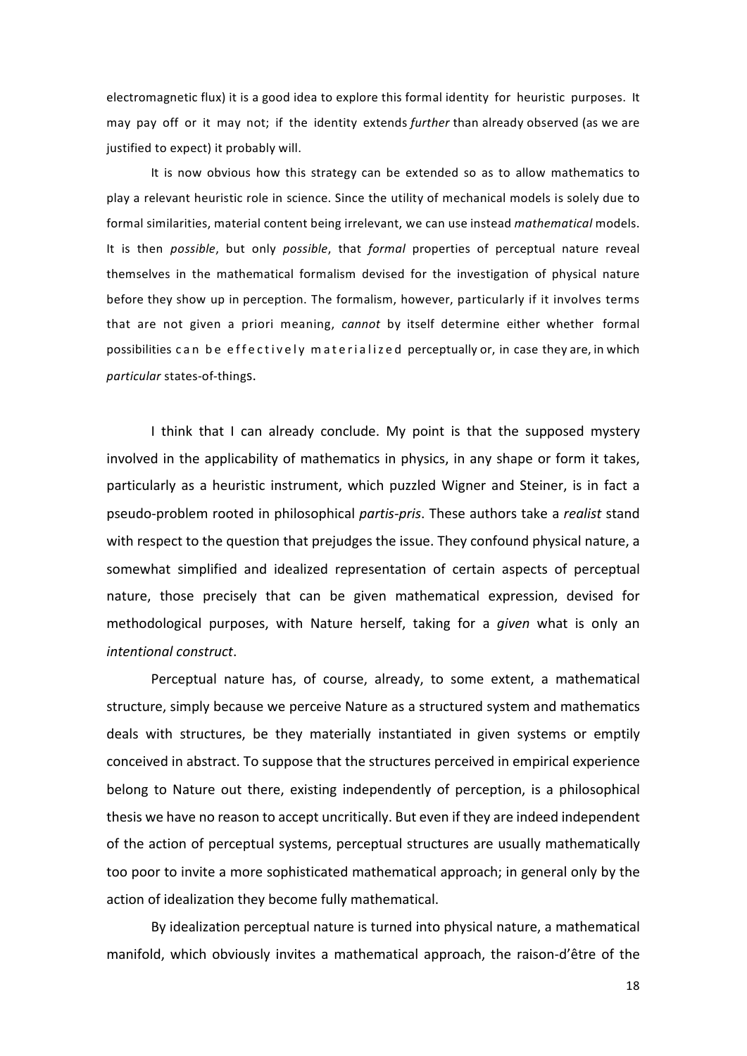electromagnetic flux) it is a good idea to explore this formal identity for heuristic purposes. It may pay off or it may not; if the identity extends *further* than already observed (as we are justified to expect) it probably will.

It is now obvious how this strategy can be extended so as to allow mathematics to play a relevant heuristic role in science. Since the utility of mechanical models is solely due to formal similarities, material content being irrelevant, we can use instead *mathematical* models. It is then *possible*, but only *possible*, that *formal* properties of perceptual nature reveal themselves in the mathematical formalism devised for the investigation of physical nature before they show up in perception. The formalism, however, particularly if it involves terms that are not given a priori meaning, *cannot* by itself determine either whether formal possibilities can be effectively materialized perceptually or, in case they are, in which *particular* states-of-things.

I think that I can already conclude. My point is that the supposed mystery involved in the applicability of mathematics in physics, in any shape or form it takes, particularly as a heuristic instrument, which puzzled Wigner and Steiner, is in fact a pseudo-problem rooted in philosophical *partis-pris*. These authors take a *realist* stand with respect to the question that prejudges the issue. They confound physical nature, a somewhat simplified and idealized representation of certain aspects of perceptual nature, those precisely that can be given mathematical expression, devised for methodological purposes, with Nature herself, taking for a *given* what is only an *intentional construct*.

Perceptual nature has, of course, already, to some extent, a mathematical structure, simply because we perceive Nature as a structured system and mathematics deals with structures, be they materially instantiated in given systems or emptily conceived in abstract. To suppose that the structures perceived in empirical experience belong to Nature out there, existing independently of perception, is a philosophical thesis we have no reason to accept uncritically. But even if they are indeed independent of the action of perceptual systems, perceptual structures are usually mathematically too poor to invite a more sophisticated mathematical approach; in general only by the action of idealization they become fully mathematical.

By idealization perceptual nature is turned into physical nature, a mathematical manifold, which obviously invites a mathematical approach, the raison-d'être of the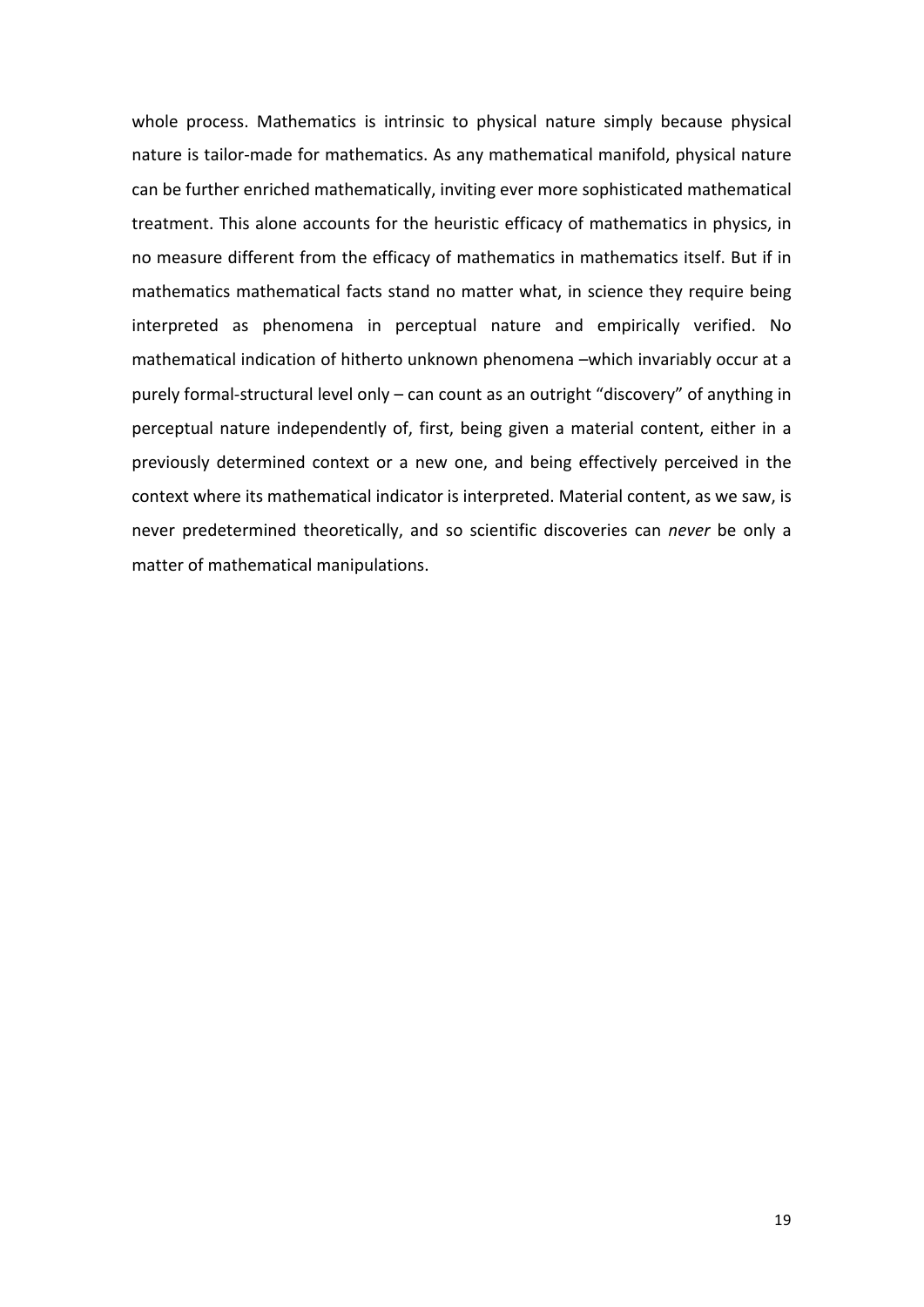whole process. Mathematics is intrinsic to physical nature simply because physical nature is tailor-made for mathematics. As any mathematical manifold, physical nature can be further enriched mathematically, inviting ever more sophisticated mathematical treatment. This alone accounts for the heuristic efficacy of mathematics in physics, in no measure different from the efficacy of mathematics in mathematics itself. But if in mathematics mathematical facts stand no matter what, in science they require being interpreted as phenomena in perceptual nature and empirically verified. No mathematical indication of hitherto unknown phenomena –which invariably occur at a purely formal-structural level only – can count as an outright "discovery" of anything in perceptual nature independently of, first, being given a material content, either in a previously determined context or a new one, and being effectively perceived in the context where its mathematical indicator is interpreted. Material content, as we saw, is never predetermined theoretically, and so scientific discoveries can *never* be only a matter of mathematical manipulations.